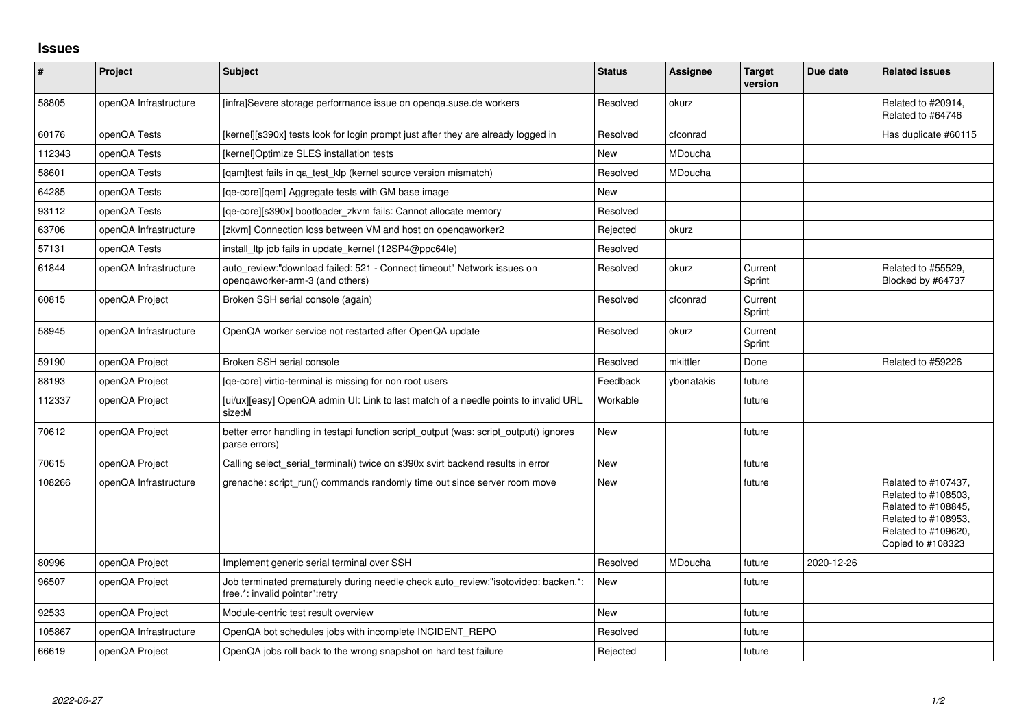# Issues

| # | Project | Subject | Status | Assignee | Target version | Due date | Related issues |
|---|---|---|---|---|---|---|---|
| 58805 | openQA Infrastructure | [infra]Severe storage performance issue on openqa.suse.de workers | Resolved | okurz | | | Related to #20914, Related to #64746 |
| 60176 | openQA Tests | [kernel][s390x] tests look for login prompt just after they are already logged in | Resolved | cfconrad | | | Has duplicate #60115 |
| 112343 | openQA Tests | [kernel]Optimize SLES installation tests | New | MDoucha | | | |
| 58601 | openQA Tests | [qam]test fails in qa_test_klp (kernel source version mismatch) | Resolved | MDoucha | | | |
| 64285 | openQA Tests | [qe-core][qem] Aggregate tests with GM base image | New | | | | |
| 93112 | openQA Tests | [qe-core][s390x] bootloader_zkvm fails: Cannot allocate memory | Resolved | | | | |
| 63706 | openQA Infrastructure | [zkvm] Connection loss between VM and host on openqaworker2 | Rejected | okurz | | | |
| 57131 | openQA Tests | install_ltp job fails in update_kernel (12SP4@ppc64le) | Resolved | | | | |
| 61844 | openQA Infrastructure | auto_review:"download failed: 521 - Connect timeout" Network issues on openqaworker-arm-3 (and others) | Resolved | okurz | Current Sprint | | Related to #55529, Blocked by #64737 |
| 60815 | openQA Project | Broken SSH serial console (again) | Resolved | cfconrad | Current Sprint | | |
| 58945 | openQA Infrastructure | OpenQA worker service not restarted after OpenQA update | Resolved | okurz | Current Sprint | | |
| 59190 | openQA Project | Broken SSH serial console | Resolved | mkittler | Done | | Related to #59226 |
| 88193 | openQA Project | [qe-core] virtio-terminal is missing for non root users | Feedback | ybonatakis | future | | |
| 112337 | openQA Project | [ui/ux][easy] OpenQA admin UI: Link to last match of a needle points to invalid URL size:M | Workable | | future | | |
| 70612 | openQA Project | better error handling in testapi function script_output (was: script_output() ignores parse errors) | New | | future | | |
| 70615 | openQA Project | Calling select_serial_terminal() twice on s390x svirt backend results in error | New | | future | | |
| 108266 | openQA Infrastructure | grenache: script_run() commands randomly time out since server room move | New | | future | | Related to #107437, Related to #108503, Related to #108845, Related to #108953, Related to #109620, Copied to #108323 |
| 80996 | openQA Project | Implement generic serial terminal over SSH | Resolved | MDoucha | future | 2020-12-26 | |
| 96507 | openQA Project | Job terminated prematurely during needle check auto_review:"isotovideo: backen.*: free.*: invalid pointer":retry | New | | future | | |
| 92533 | openQA Project | Module-centric test result overview | New | | future | | |
| 105867 | openQA Infrastructure | OpenQA bot schedules jobs with incomplete INCIDENT_REPO | Resolved | | future | | |
| 66619 | openQA Project | OpenQA jobs roll back to the wrong snapshot on hard test failure | Rejected | | future | | |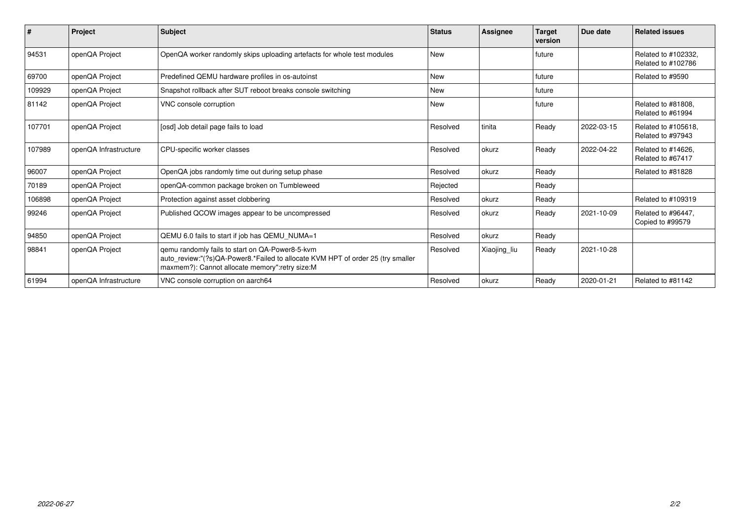| # | Project | Subject | Status | Assignee | Target version | Due date | Related issues |
|---|---|---|---|---|---|---|---|
| 94531 | openQA Project | OpenQA worker randomly skips uploading artefacts for whole test modules | New | | future | | Related to #102332, Related to #102786 |
| 69700 | openQA Project | Predefined QEMU hardware profiles in os-autoinst | New | | future | | Related to #9590 |
| 109929 | openQA Project | Snapshot rollback after SUT reboot breaks console switching | New | | future | | |
| 81142 | openQA Project | VNC console corruption | New | | future | | Related to #81808, Related to #61994 |
| 107701 | openQA Project | [osd] Job detail page fails to load | Resolved | tinita | Ready | 2022-03-15 | Related to #105618, Related to #97943 |
| 107989 | openQA Infrastructure | CPU-specific worker classes | Resolved | okurz | Ready | 2022-04-22 | Related to #14626, Related to #67417 |
| 96007 | openQA Project | OpenQA jobs randomly time out during setup phase | Resolved | okurz | Ready | | Related to #81828 |
| 70189 | openQA Project | openQA-common package broken on Tumbleweed | Rejected | | Ready | | |
| 106898 | openQA Project | Protection against asset clobbering | Resolved | okurz | Ready | | Related to #109319 |
| 99246 | openQA Project | Published QCOW images appear to be uncompressed | Resolved | okurz | Ready | 2021-10-09 | Related to #96447, Copied to #99579 |
| 94850 | openQA Project | QEMU 6.0 fails to start if job has QEMU_NUMA=1 | Resolved | okurz | Ready | | |
| 98841 | openQA Project | qemu randomly fails to start on QA-Power8-5-kvm auto_review:"(?s)QA-Power8.*Failed to allocate KVM HPT of order 25 (try smaller maxmem?): Cannot allocate memory":retry size:M | Resolved | Xiaojing_liu | Ready | 2021-10-28 | |
| 61994 | openQA Infrastructure | VNC console corruption on aarch64 | Resolved | okurz | Ready | 2020-01-21 | Related to #81142 |